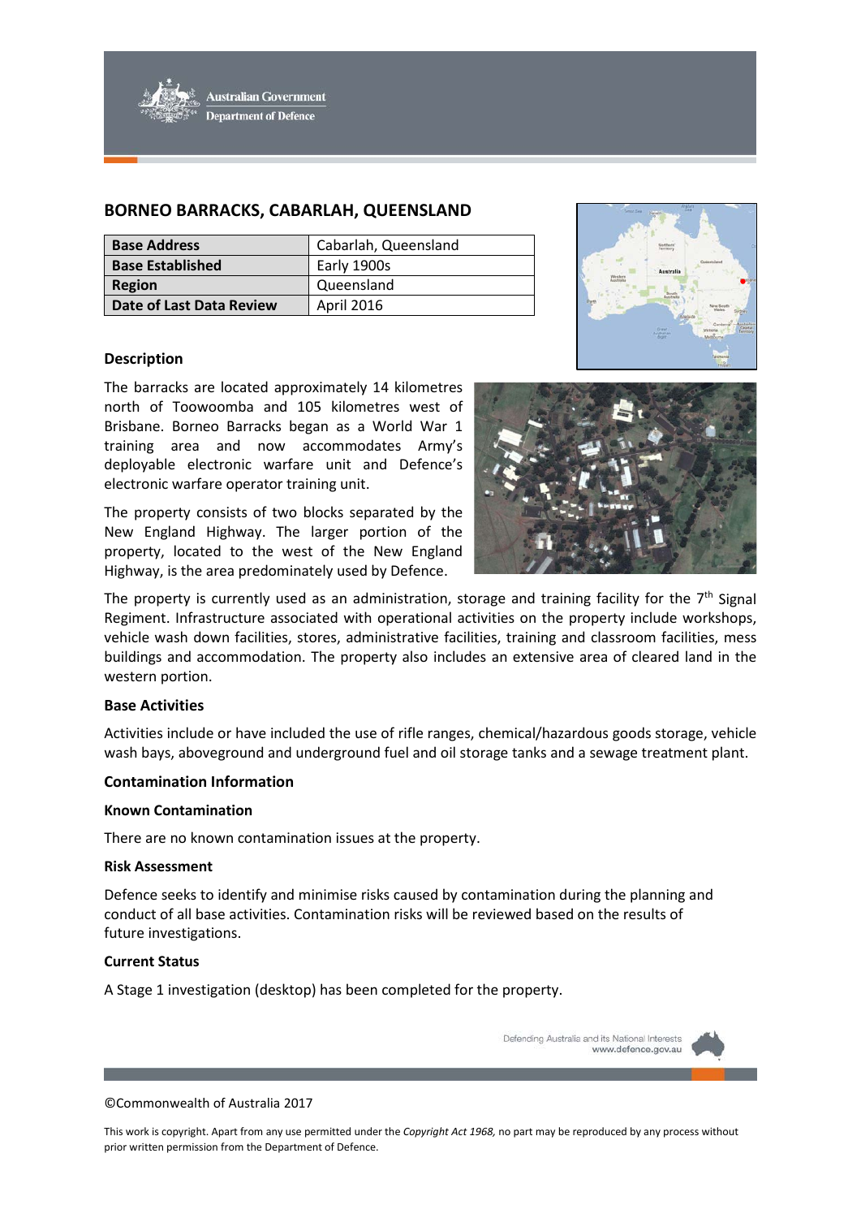# BORNEO BARRACKS, CABARLAH, QUEENSLAND

| Base Address | Cabarlah, Queensland |
|---|---|
| Base Established | Early 1900s |
| Region | Queensland |
| Date of Last Data Review | April 2016 |

## Description

The barracks are located approximately 14 kilometres north of Toowoomba and 105 kilometres west of Brisbane. Borneo Barracks began as a World War 1 training area and now accommodates Army's deployable electronic warfare unit and Defence's electronic warfare operator training unit.

The property consists of two blocks separated by the New England Highway. The larger portion of the property, located to the west of the New England Highway, is the area predominately used by Defence.

The property is currently used as an administration, storage and training facility for the 7th Signal Regiment. Infrastructure associated with operational activities on the property include workshops, vehicle wash down facilities, stores, administrative facilities, training and classroom facilities, mess buildings and accommodation. The property also includes an extensive area of cleared land in the western portion.

## Base Activities

Activities include or have included the use of rifle ranges, chemical/hazardous goods storage, vehicle wash bays, aboveground and underground fuel and oil storage tanks and a sewage treatment plant.

## Contamination Information

### Known Contamination

There are no known contamination issues at the property.

### Risk Assessment

Defence seeks to identify and minimise risks caused by contamination during the planning and conduct of all base activities. Contamination risks will be reviewed based on the results of future investigations.

### Current Status

A Stage 1 investigation (desktop) has been completed for the property.

©Commonwealth of Australia 2017

This work is copyright. Apart from any use permitted under the *Copyright Act 1968,* no part may be reproduced by any process without prior written permission from the Department of Defence.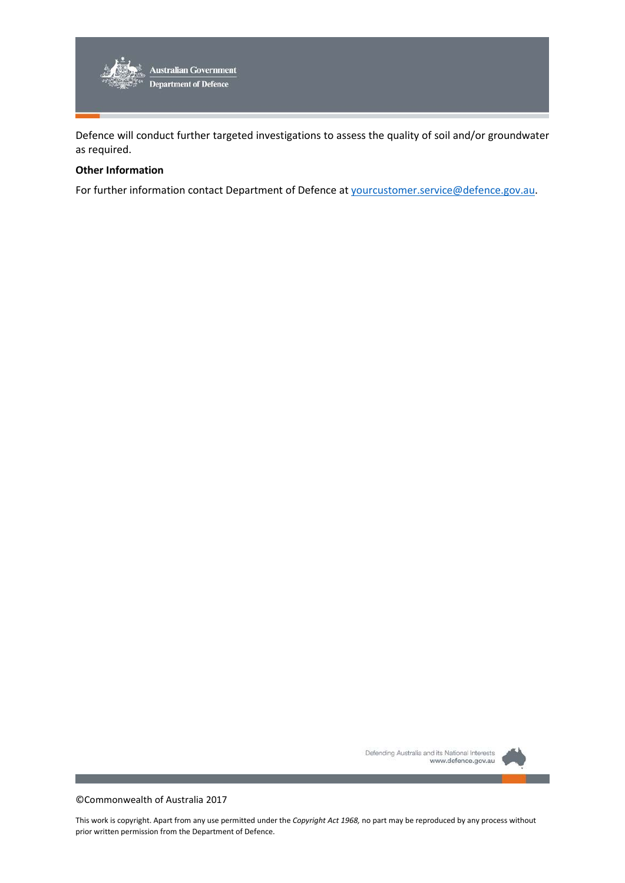Defence will conduct further targeted investigations to assess the quality of soil and/or groundwater as required.

**Other Information**

For further information contact Department of Defence at yourcustomer.service@defence.gov.au.

©Commonwealth of Australia 2017

This work is copyright. Apart from any use permitted under the *Copyright Act 1968,* no part may be reproduced by any process without prior written permission from the Department of Defence.